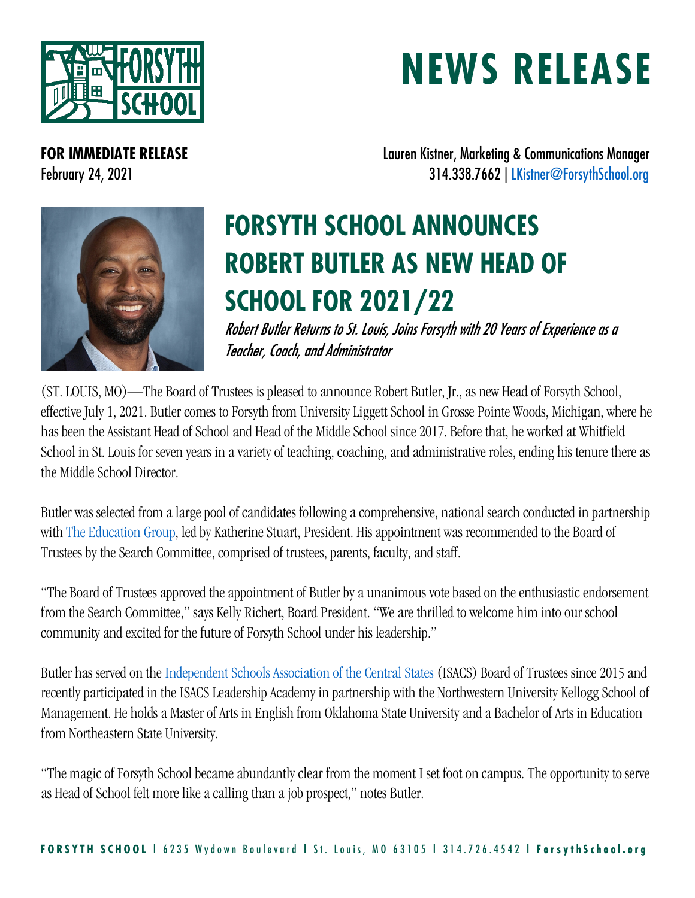# NEWS RELEASE

**FOR IMMEDIATE RELEASE**
February 24, 2021

Lauren Kistner, Marketing & Communications Manager
314.338.7662 | LKistner@ForsythSchool.org

# FORSYTH SCHOOL ANNOUNCES ROBERT BUTLER AS NEW HEAD OF SCHOOL FOR 2021/22

*Robert Butler Returns to St. Louis, Joins Forsyth with 20 Years of Experience as a Teacher, Coach, and Administrator*

(ST. LOUIS, MO)—The Board of Trustees is pleased to announce Robert Butler, Jr., as new Head of Forsyth School, effective July 1, 2021. Butler comes to Forsyth from University Liggett School in Grosse Pointe Woods, Michigan, where he has been the Assistant Head of School and Head of the Middle School since 2017. Before that, he worked at Whitfield School in St. Louis for seven years in a variety of teaching, coaching, and administrative roles, ending his tenure there as the Middle School Director.

Butler was selected from a large pool of candidates following a comprehensive, national search conducted in partnership with The Education Group, led by Katherine Stuart, President. His appointment was recommended to the Board of Trustees by the Search Committee, comprised of trustees, parents, faculty, and staff.

"The Board of Trustees approved the appointment of Butler by a unanimous vote based on the enthusiastic endorsement from the Search Committee," says Kelly Richert, Board President. "We are thrilled to welcome him into our school community and excited for the future of Forsyth School under his leadership."

Butler has served on the Independent Schools Association of the Central States (ISACS) Board of Trustees since 2015 and recently participated in the ISACS Leadership Academy in partnership with the Northwestern University Kellogg School of Management. He holds a Master of Arts in English from Oklahoma State University and a Bachelor of Arts in Education from Northeastern State University.

"The magic of Forsyth School became abundantly clear from the moment I set foot on campus. The opportunity to serve as Head of School felt more like a calling than a job prospect," notes Butler.

**FORSYTH SCHOOL** | 6235 Wydown Boulevard | St. Louis, MO 63105 | 314.726.4542 | **ForsythSchool.org**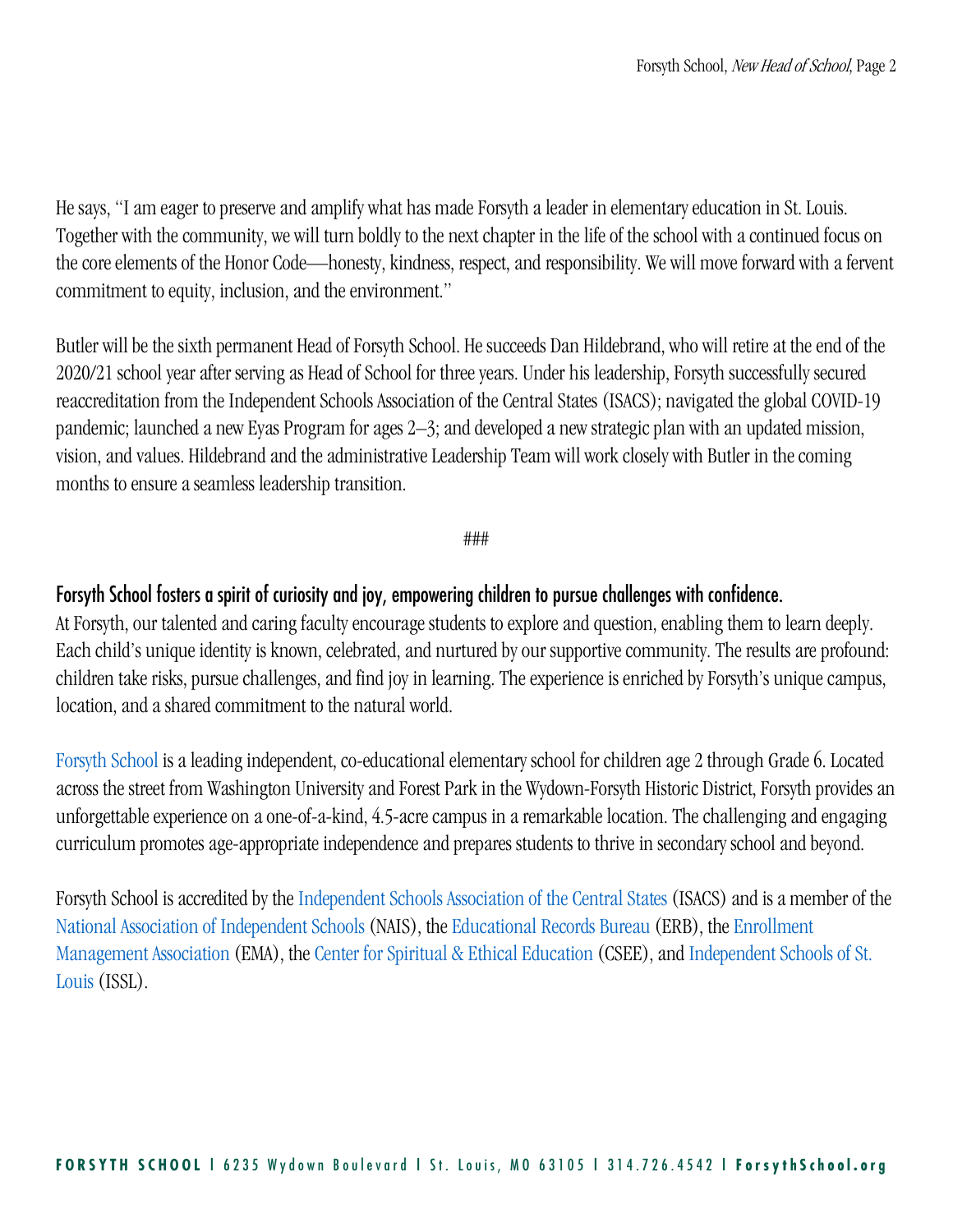He says, "I am eager to preserve and amplify what has made Forsyth a leader in elementary education in St. Louis. Together with the community, we will turn boldly to the next chapter in the life of the school with a continued focus on the core elements of the Honor Code—honesty, kindness, respect, and responsibility. We will move forward with a fervent commitment to equity, inclusion, and the environment."

Butler will be the sixth permanent Head of Forsyth School. He succeeds Dan Hildebrand, who will retire at the end of the 2020/21 school year after serving as Head of School for three years. Under his leadership, Forsyth successfully secured reaccreditation from the Independent Schools Association of the Central States (ISACS); navigated the global COVID-19 pandemic; launched a new Eyas Program for ages 2–3; and developed a new strategic plan with an updated mission, vision, and values. Hildebrand and the administrative Leadership Team will work closely with Butler in the coming months to ensure a seamless leadership transition.

###

**Forsyth School fosters a spirit of curiosity and joy, empowering children to pursue challenges with confidence.**

At Forsyth, our talented and caring faculty encourage students to explore and question, enabling them to learn deeply. Each child's unique identity is known, celebrated, and nurtured by our supportive community. The results are profound: children take risks, pursue challenges, and find joy in learning. The experience is enriched by Forsyth's unique campus, location, and a shared commitment to the natural world.

Forsyth School is a leading independent, co-educational elementary school for children age 2 through Grade 6. Located across the street from Washington University and Forest Park in the Wydown-Forsyth Historic District, Forsyth provides an unforgettable experience on a one-of-a-kind, 4.5-acre campus in a remarkable location. The challenging and engaging curriculum promotes age-appropriate independence and prepares students to thrive in secondary school and beyond.

Forsyth School is accredited by the Independent Schools Association of the Central States (ISACS) and is a member of the National Association of Independent Schools (NAIS), the Educational Records Bureau (ERB), the Enrollment Management Association (EMA), the Center for Spiritual & Ethical Education (CSEE), and Independent Schools of St. Louis (ISSL).

**FORSYTH SCHOOL** | 6235 Wydown Boulevard | St. Louis, MO 63105 | 314.726.4542 | **ForsythSchool.org**